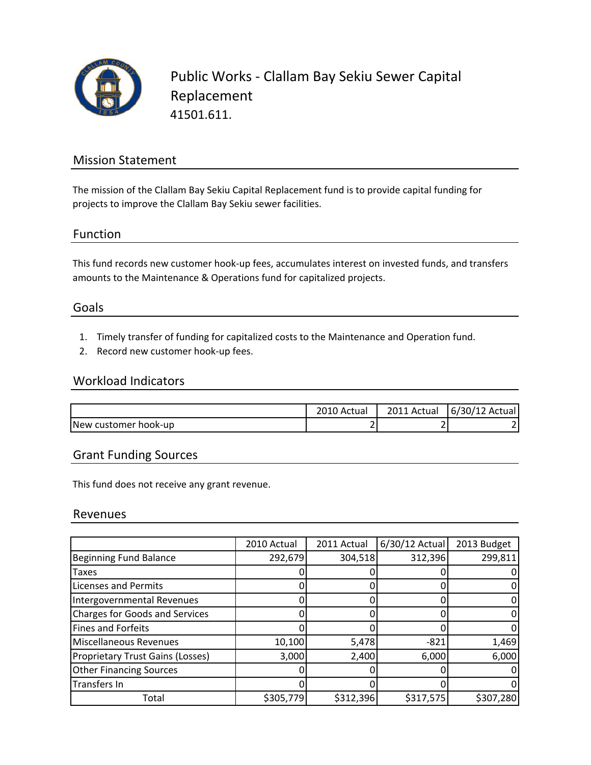# Public Works - Clallam Bay Sekiu Sewer Capital Replacement

41501.611.

## Mission Statement

The mission of the Clallam Bay Sekiu Capital Replacement fund is to provide capital funding for projects to improve the Clallam Bay Sekiu sewer facilities.

## Function

This fund records new customer hook-up fees, accumulates interest on invested funds, and transfers amounts to the Maintenance & Operations fund for capitalized projects.

## Goals

1. Timely transfer of funding for capitalized costs to the Maintenance and Operation fund.
2. Record new customer hook-up fees.

## Workload Indicators

| | 2010 Actual | 2011 Actual | 6/30/12 Actual |
|---|---|---|---|
| New customer hook-up | 2 | 2 | 2 |

## Grant Funding Sources

This fund does not receive any grant revenue.

## Revenues

| | 2010 Actual | 2011 Actual | 6/30/12 Actual | 2013 Budget |
|---|---|---|---|---|
| Beginning Fund Balance | 292,679 | 304,518 | 312,396 | 299,811 |
| Taxes | 0 | 0 | 0 | 0 |
| Licenses and Permits | 0 | 0 | 0 | 0 |
| Intergovernmental Revenues | 0 | 0 | 0 | 0 |
| Charges for Goods and Services | 0 | 0 | 0 | 0 |
| Fines and Forfeits | 0 | 0 | 0 | 0 |
| Miscellaneous Revenues | 10,100 | 5,478 | -821 | 1,469 |
| Proprietary Trust Gains (Losses) | 3,000 | 2,400 | 6,000 | 6,000 |
| Other Financing Sources | 0 | 0 | 0 | 0 |
| Transfers In | 0 | 0 | 0 | 0 |
| Total | $305,779 | $312,396 | $317,575 | $307,280 |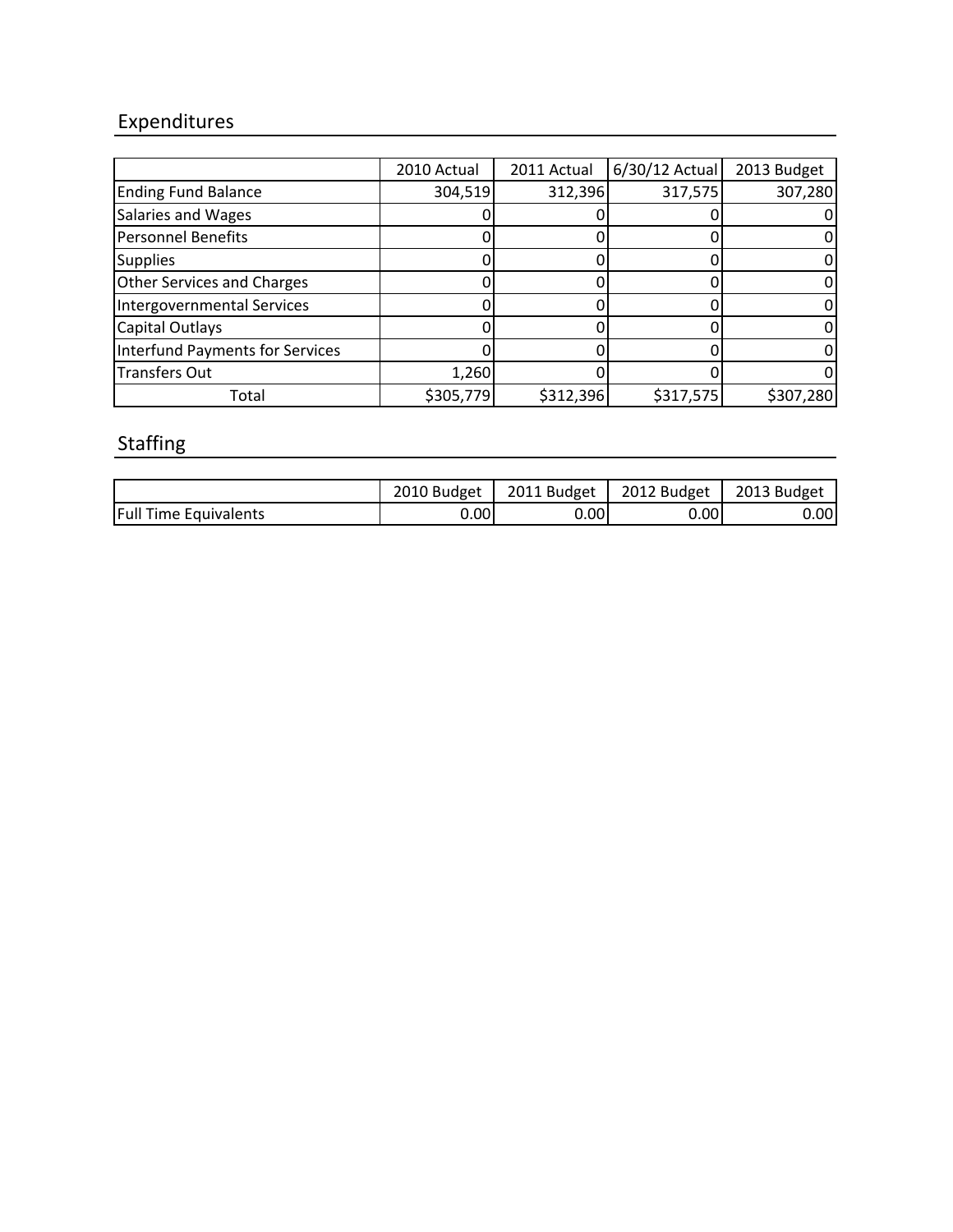## Expenditures

| | 2010 Actual | 2011 Actual | 6/30/12 Actual | 2013 Budget |
|---|---|---|---|---|
| Ending Fund Balance | 304,519 | 312,396 | 317,575 | 307,280 |
| Salaries and Wages | 0 | 0 | 0 | 0 |
| Personnel Benefits | 0 | 0 | 0 | 0 |
| Supplies | 0 | 0 | 0 | 0 |
| Other Services and Charges | 0 | 0 | 0 | 0 |
| Intergovernmental Services | 0 | 0 | 0 | 0 |
| Capital Outlays | 0 | 0 | 0 | 0 |
| Interfund Payments for Services | 0 | 0 | 0 | 0 |
| Transfers Out | 1,260 | 0 | 0 | 0 |
| Total | $305,779 | $312,396 | $317,575 | $307,280 |

## Staffing

| | 2010 Budget | 2011 Budget | 2012 Budget | 2013 Budget |
|---|---|---|---|---|
| Full Time Equivalents | 0.00 | 0.00 | 0.00 | 0.00 |